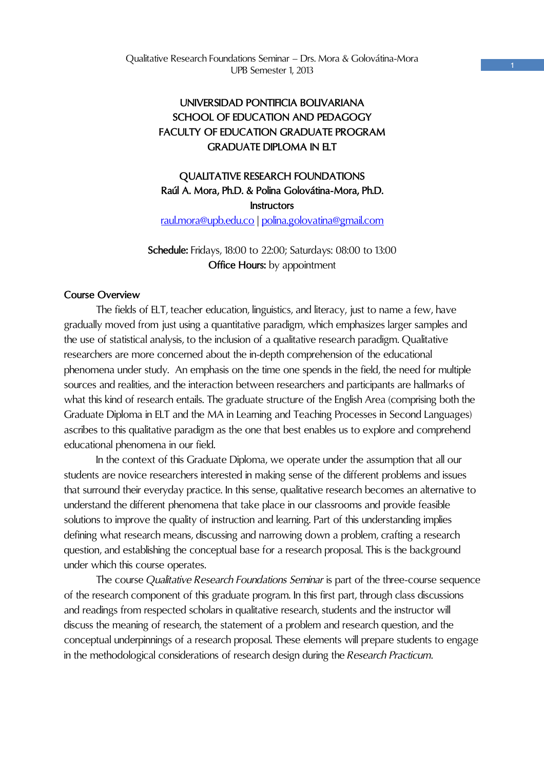# UNIVERSIDAD PONTIFICIA BOLIVARIANA
# SCHOOL OF EDUCATION AND PEDAGOGY
# FACULTY OF EDUCATION GRADUATE PROGRAM
# GRADUATE DIPLOMA IN ELT

## QUALITATIVE RESEARCH FOUNDATIONS

**Raúl A. Mora, Ph.D. & Polina Golovátina-Mora, Ph.D.**

**Instructors**

raul.mora@upb.edu.co | polina.golovatina@gmail.com

**Schedule:** Fridays, 18:00 to 22:00; Saturdays: 08:00 to 13:00

**Office Hours:** by appointment

### Course Overview

The fields of ELT, teacher education, linguistics, and literacy, just to name a few, have gradually moved from just using a quantitative paradigm, which emphasizes larger samples and the use of statistical analysis, to the inclusion of a qualitative research paradigm. Qualitative researchers are more concerned about the in-depth comprehension of the educational phenomena under study. An emphasis on the time one spends in the field, the need for multiple sources and realities, and the interaction between researchers and participants are hallmarks of what this kind of research entails. The graduate structure of the English Area (comprising both the Graduate Diploma in ELT and the MA in Learning and Teaching Processes in Second Languages) ascribes to this qualitative paradigm as the one that best enables us to explore and comprehend educational phenomena in our field.

In the context of this Graduate Diploma, we operate under the assumption that all our students are novice researchers interested in making sense of the different problems and issues that surround their everyday practice. In this sense, qualitative research becomes an alternative to understand the different phenomena that take place in our classrooms and provide feasible solutions to improve the quality of instruction and learning. Part of this understanding implies defining what research means, discussing and narrowing down a problem, crafting a research question, and establishing the conceptual base for a research proposal. This is the background under which this course operates.

The course *Qualitative Research Foundations Seminar* is part of the three-course sequence of the research component of this graduate program. In this first part, through class discussions and readings from respected scholars in qualitative research, students and the instructor will discuss the meaning of research, the statement of a problem and research question, and the conceptual underpinnings of a research proposal. These elements will prepare students to engage in the methodological considerations of research design during the *Research Practicum*.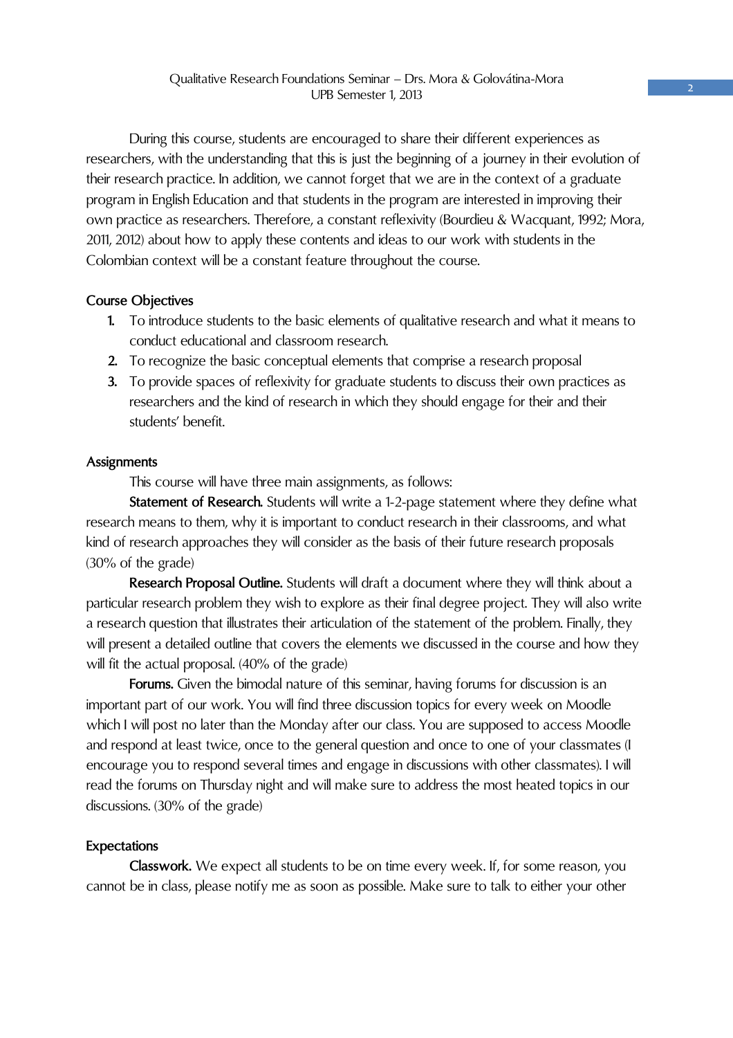During this course, students are encouraged to share their different experiences as researchers, with the understanding that this is just the beginning of a journey in their evolution of their research practice. In addition, we cannot forget that we are in the context of a graduate program in English Education and that students in the program are interested in improving their own practice as researchers. Therefore, a constant reflexivity (Bourdieu & Wacquant, 1992; Mora, 2011, 2012) about how to apply these contents and ideas to our work with students in the Colombian context will be a constant feature throughout the course.

## Course Objectives

1. To introduce students to the basic elements of qualitative research and what it means to conduct educational and classroom research.
2. To recognize the basic conceptual elements that comprise a research proposal
3. To provide spaces of reflexivity for graduate students to discuss their own practices as researchers and the kind of research in which they should engage for their and their students' benefit.

## Assignments

This course will have three main assignments, as follows:

**Statement of Research.** Students will write a 1-2-page statement where they define what research means to them, why it is important to conduct research in their classrooms, and what kind of research approaches they will consider as the basis of their future research proposals (30% of the grade)

**Research Proposal Outline.** Students will draft a document where they will think about a particular research problem they wish to explore as their final degree project. They will also write a research question that illustrates their articulation of the statement of the problem. Finally, they will present a detailed outline that covers the elements we discussed in the course and how they will fit the actual proposal. (40% of the grade)

**Forums.** Given the bimodal nature of this seminar, having forums for discussion is an important part of our work. You will find three discussion topics for every week on Moodle which I will post no later than the Monday after our class. You are supposed to access Moodle and respond at least twice, once to the general question and once to one of your classmates (I encourage you to respond several times and engage in discussions with other classmates). I will read the forums on Thursday night and will make sure to address the most heated topics in our discussions. (30% of the grade)

## Expectations

**Classwork.** We expect all students to be on time every week. If, for some reason, you cannot be in class, please notify me as soon as possible. Make sure to talk to either your other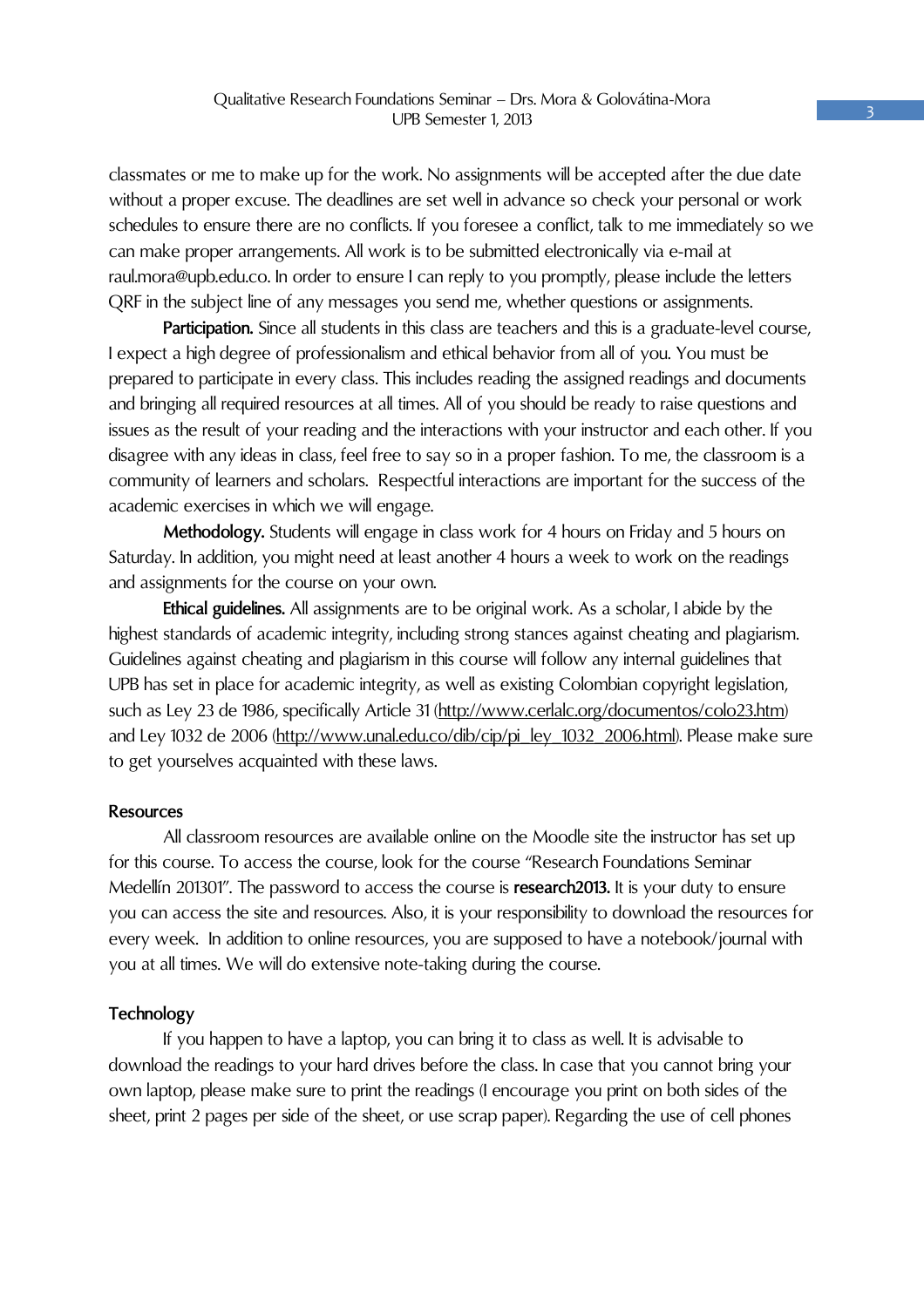classmates or me to make up for the work. No assignments will be accepted after the due date without a proper excuse. The deadlines are set well in advance so check your personal or work schedules to ensure there are no conflicts. If you foresee a conflict, talk to me immediately so we can make proper arrangements. All work is to be submitted electronically via e-mail at raul.mora@upb.edu.co. In order to ensure I can reply to you promptly, please include the letters QRF in the subject line of any messages you send me, whether questions or assignments.

**Participation.** Since all students in this class are teachers and this is a graduate-level course, I expect a high degree of professionalism and ethical behavior from all of you. You must be prepared to participate in every class. This includes reading the assigned readings and documents and bringing all required resources at all times. All of you should be ready to raise questions and issues as the result of your reading and the interactions with your instructor and each other. If you disagree with any ideas in class, feel free to say so in a proper fashion. To me, the classroom is a community of learners and scholars. Respectful interactions are important for the success of the academic exercises in which we will engage.

**Methodology.** Students will engage in class work for 4 hours on Friday and 5 hours on Saturday. In addition, you might need at least another 4 hours a week to work on the readings and assignments for the course on your own.

**Ethical guidelines.** All assignments are to be original work. As a scholar, I abide by the highest standards of academic integrity, including strong stances against cheating and plagiarism. Guidelines against cheating and plagiarism in this course will follow any internal guidelines that UPB has set in place for academic integrity, as well as existing Colombian copyright legislation, such as Ley 23 de 1986, specifically Article 31 (http://www.cerlalc.org/documentos/colo23.htm) and Ley 1032 de 2006 (http://www.unal.edu.co/dib/cip/pi_ley_1032_2006.html). Please make sure to get yourselves acquainted with these laws.

**Resources**

All classroom resources are available online on the Moodle site the instructor has set up for this course. To access the course, look for the course "Research Foundations Seminar Medellín 201301". The password to access the course is **research2013.** It is your duty to ensure you can access the site and resources. Also, it is your responsibility to download the resources for every week. In addition to online resources, you are supposed to have a notebook/journal with you at all times. We will do extensive note-taking during the course.

**Technology**

If you happen to have a laptop, you can bring it to class as well. It is advisable to download the readings to your hard drives before the class. In case that you cannot bring your own laptop, please make sure to print the readings (I encourage you print on both sides of the sheet, print 2 pages per side of the sheet, or use scrap paper). Regarding the use of cell phones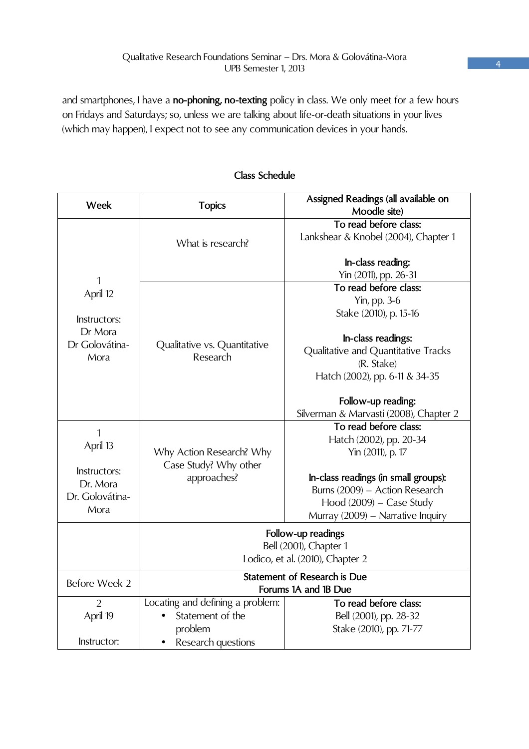and smartphones, I have a **no-phoning, no-texting** policy in class. We only meet for a few hours on Fridays and Saturdays; so, unless we are talking about life-or-death situations in your lives (which may happen), I expect not to see any communication devices in your hands.

## Class Schedule

| Week | Topics | Assigned Readings (all available on Moodle site) |
|---|---|---|
| 1<br>April 12<br><br>Instructors:<br>Dr Mora<br>Dr Golovátina-Mora | What is research? | **To read before class:**<br>Lankshear & Knobel (2004), Chapter 1<br><br>**In-class reading:**<br>Yin (2011), pp. 26-31 |
| | Qualitative vs. Quantitative Research | **To read before class:**<br>Yin, pp. 3-6<br>Stake (2010), p. 15-16<br><br>**In-class readings:**<br>Qualitative and Quantitative Tracks (R. Stake)<br>Hatch (2002), pp. 6-11 & 34-35<br><br>**Follow-up reading:**<br>Silverman & Marvasti (2008), Chapter 2 |
| 1<br>April 13<br><br>Instructors:<br>Dr. Mora<br>Dr. Golovátina-Mora | Why Action Research? Why Case Study? Why other approaches? | **To read before class:**<br>Hatch (2002), pp. 20-34<br>Yin (2011), p. 17<br><br>**In-class readings (in small groups):**<br>Burns (2009) – Action Research<br>Hood (2009) – Case Study<br>Murray (2009) – Narrative Inquiry |
| | **Follow-up readings**<br>Bell (2001), Chapter 1<br>Lodico, et al. (2010), Chapter 2 | |
| Before Week 2 | **Statement of Research is Due**<br>**Forums 1A and 1B Due** | |
| 2<br>April 19<br><br>Instructor: | Locating and defining a problem:<br>• Statement of the problem<br>• Research questions | **To read before class:**<br>Bell (2001), pp. 28-32<br>Stake (2010), pp. 71-77 |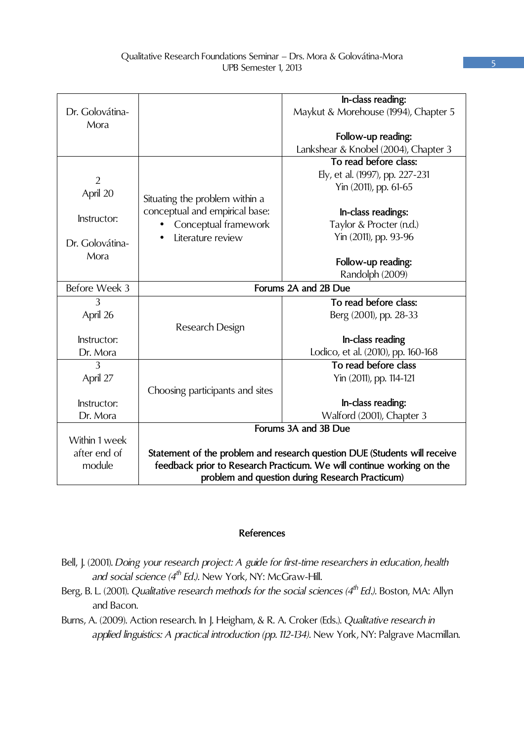| | | |
|---|---|---|
| Dr. Golovátina-Mora | | **In-class reading:** Maykut & Morehouse (1994), Chapter 5<br><br>**Follow-up reading:** Lankshear & Knobel (2004), Chapter 3 |
| 2<br>April 20<br><br>Instructor:<br><br>Dr. Golovátina-Mora | Situating the problem within a conceptual and empirical base:<br>• Conceptual framework<br>• Literature review | **To read before class:** Ely, et al. (1997), pp. 227-231<br>Yin (2011), pp. 61-65<br><br>**In-class readings:** Taylor & Procter (n.d.)<br>Yin (2011), pp. 93-96<br><br>**Follow-up reading:** Randolph (2009) |
| Before Week 3 | **Forums 2A and 2B Due** | |
| 3<br>April 26<br><br>Instructor:<br>Dr. Mora | Research Design | **To read before class:** Berg (2001), pp. 28-33<br><br>**In-class reading** Lodico, et al. (2010), pp. 160-168 |
| 3<br>April 27<br><br>Instructor:<br>Dr. Mora | Choosing participants and sites | **To read before class** Yin (2011), pp. 114-121<br><br>**In-class reading:** Walford (2001), Chapter 3 |
| Within 1 week after end of module | **Forums 3A and 3B Due**<br><br>**Statement of the problem and research question DUE (Students will receive feedback prior to Research Practicum. We will continue working on the problem and question during Research Practicum)** | |

## References

Bell, J. (2001). *Doing your research project: A guide for first-time researchers in education, health and social science (4th Ed.).* New York, NY: McGraw-Hill.

Berg, B. L. (2001). *Qualitative research methods for the social sciences (4th Ed.).* Boston, MA: Allyn and Bacon.

Burns, A. (2009). Action research. In J. Heigham, & R. A. Croker (Eds.). *Qualitative research in applied linguistics: A practical introduction (pp. 112-134).* New York, NY: Palgrave Macmillan.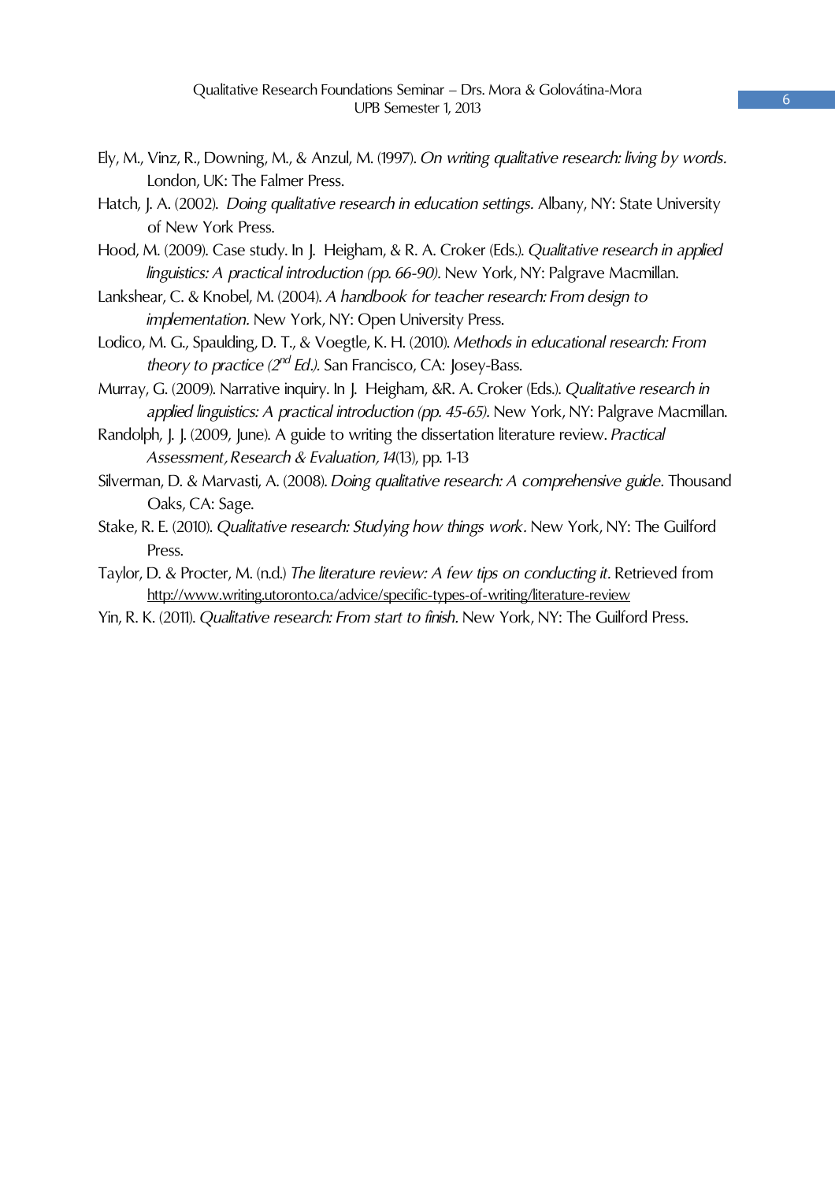Ely, M., Vinz, R., Downing, M., & Anzul, M. (1997). *On writing qualitative research: living by words.* London, UK: The Falmer Press.

Hatch, J. A. (2002). *Doing qualitative research in education settings.* Albany, NY: State University of New York Press.

Hood, M. (2009). Case study. In J. Heigham, & R. A. Croker (Eds.). *Qualitative research in applied linguistics: A practical introduction (pp. 66-90).* New York, NY: Palgrave Macmillan.

Lankshear, C. & Knobel, M. (2004). *A handbook for teacher research: From design to implementation.* New York, NY: Open University Press.

Lodico, M. G., Spaulding, D. T., & Voegtle, K. H. (2010). *Methods in educational research: From theory to practice (2nd Ed.).* San Francisco, CA: Josey-Bass.

Murray, G. (2009). Narrative inquiry. In J. Heigham, &R. A. Croker (Eds.). *Qualitative research in applied linguistics: A practical introduction (pp. 45-65).* New York, NY: Palgrave Macmillan.

Randolph, J. J. (2009, June). A guide to writing the dissertation literature review. *Practical Assessment, Research & Evaluation, 14*(13), pp. 1-13

Silverman, D. & Marvasti, A. (2008). *Doing qualitative research: A comprehensive guide.* Thousand Oaks, CA: Sage.

Stake, R. E. (2010). *Qualitative research: Studying how things work*. New York, NY: The Guilford Press.

Taylor, D. & Procter, M. (n.d.) *The literature review: A few tips on conducting it.* Retrieved from http://www.writing.utoronto.ca/advice/specific-types-of-writing/literature-review

Yin, R. K. (2011). *Qualitative research: From start to finish.* New York, NY: The Guilford Press.